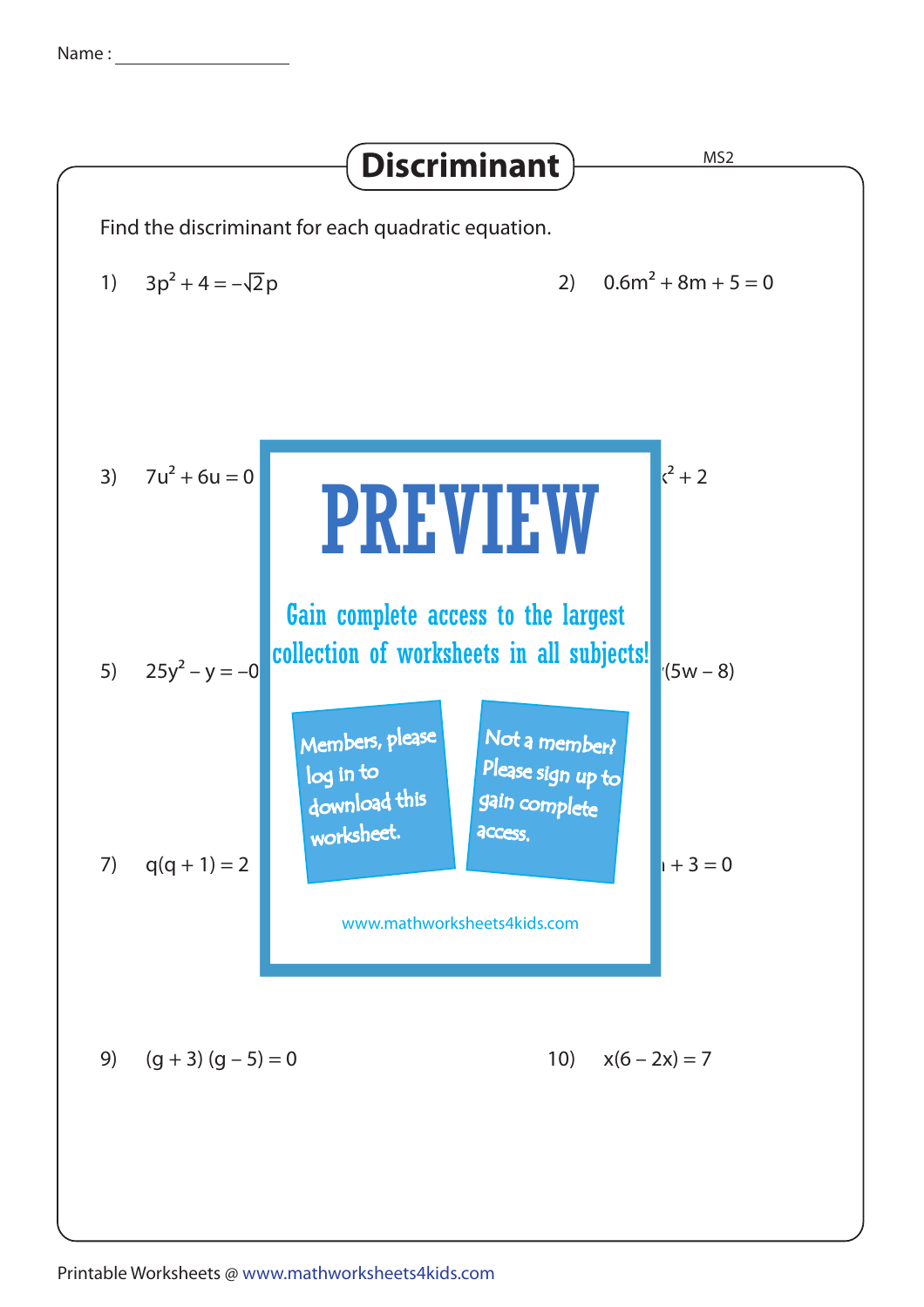Name : ___________________

# Discriminant

MS2

Find the discriminant for each quadratic equation.

1) $3p^2 + 4 = -\sqrt{2}p$

2) $0.6m^2 + 8m + 5 = 0$

3) $7u^2 + 6u = 0$

$^2 + 2$

5) $25y^2 - y = -0$

$(5w - 8)$

7) $q(q + 1) = 2$

$+ 3 = 0$

9) $(g + 3)(g - 5) = 0$

10) $x(6 - 2x) = 7$

PREVIEW

Gain complete access to the largest collection of worksheets in all subjects!

Members, please log in to download this worksheet.

Not a member? Please sign up to gain complete access.

www.mathworksheets4kids.com

Printable Worksheets @ www.mathworksheets4kids.com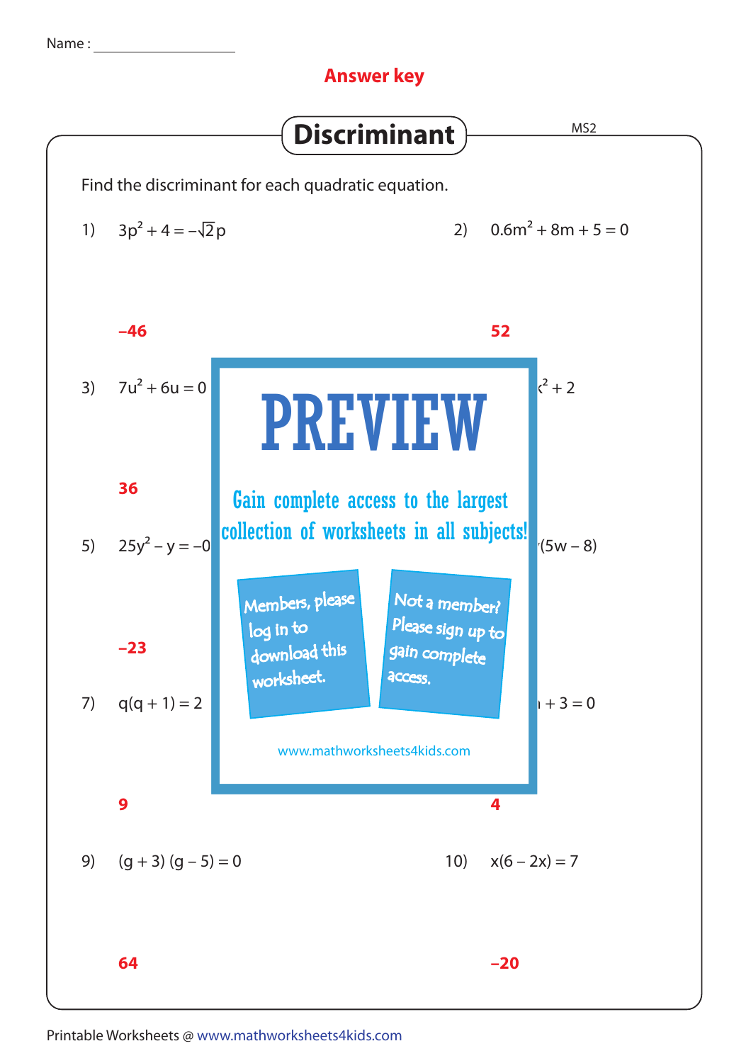Name : ____________________

**Answer key**

# Discriminant

MS2

Find the discriminant for each quadratic equation.

1) $3p^2 + 4 = -\sqrt{2}p$

**–46**

2) $0.6m^2 + 8m + 5 = 0$

**52**

3) $7u^2 + 6u = 0$

**36**

4) $\ldots^2 + 2$

5) $25y^2 - y = -0$

**–23**

6) $\ldots(5w - 8)$

7) $q(q + 1) = 2$

**9**

8) $\ldots + 3 = 0$

**4**

9) $(g + 3)(g - 5) = 0$

**64**

10) $x(6 - 2x) = 7$

**–20**

PREVIEW

Gain complete access to the largest collection of worksheets in all subjects!

Members, please log in to download this worksheet.

Not a member? Please sign up to gain complete access.

www.mathworksheets4kids.com

Printable Worksheets @ www.mathworksheets4kids.com